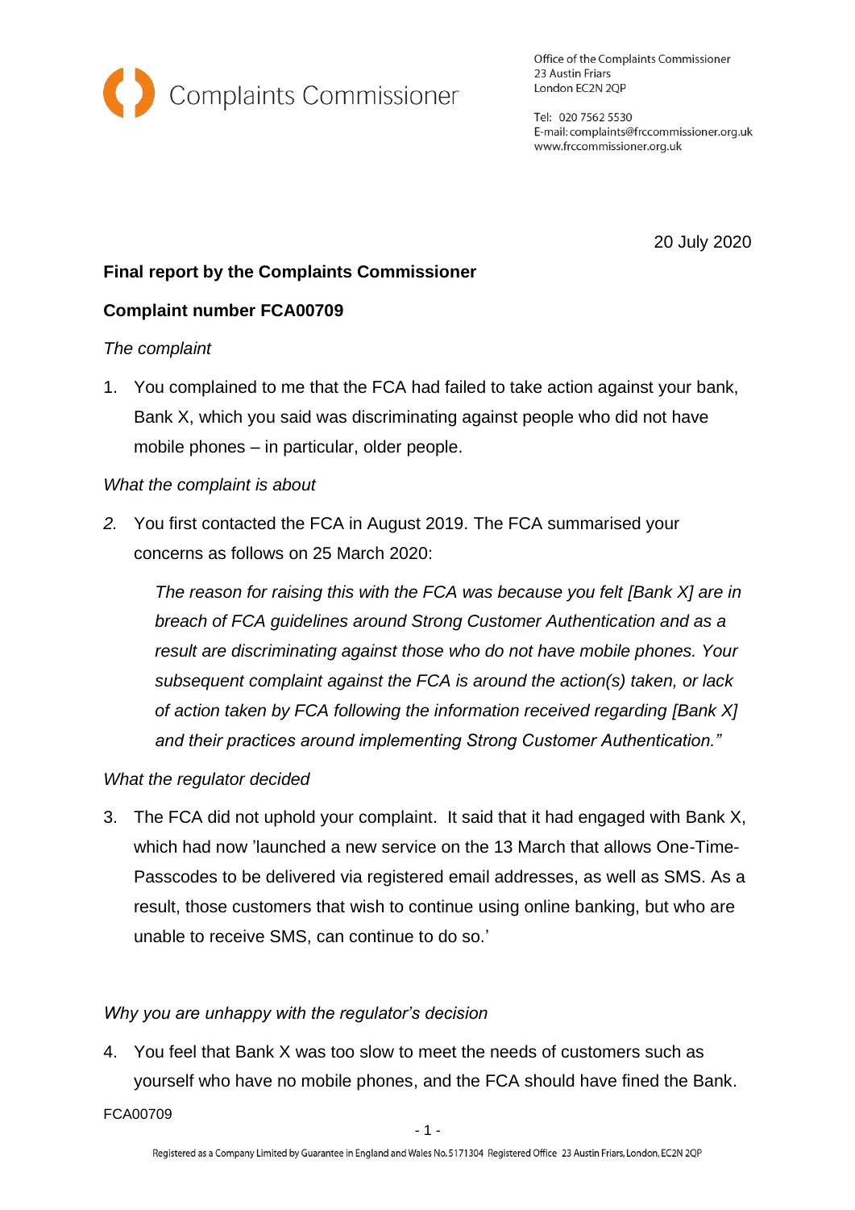Complaints Commissioner

Office of the Complaints Commissioner
23 Austin Friars
London EC2N 2QP

Tel: 020 7562 5530
E-mail: complaints@frccommissioner.org.uk
www.frccommissioner.org.uk

20 July 2020

**Final report by the Complaints Commissioner**

**Complaint number FCA00709**

*The complaint*

1. You complained to me that the FCA had failed to take action against your bank, Bank X, which you said was discriminating against people who did not have mobile phones – in particular, older people.

*What the complaint is about*

2. You first contacted the FCA in August 2019. The FCA summarised your concerns as follows on 25 March 2020:

   *The reason for raising this with the FCA was because you felt [Bank X] are in breach of FCA guidelines around Strong Customer Authentication and as a result are discriminating against those who do not have mobile phones. Your subsequent complaint against the FCA is around the action(s) taken, or lack of action taken by FCA following the information received regarding [Bank X] and their practices around implementing Strong Customer Authentication."*

*What the regulator decided*

3. The FCA did not uphold your complaint. It said that it had engaged with Bank X, which had now 'launched a new service on the 13 March that allows One-Time-Passcodes to be delivered via registered email addresses, as well as SMS. As a result, those customers that wish to continue using online banking, but who are unable to receive SMS, can continue to do so.'

*Why you are unhappy with the regulator's decision*

4. You feel that Bank X was too slow to meet the needs of customers such as yourself who have no mobile phones, and the FCA should have fined the Bank.

Registered as a Company Limited by Guarantee in England and Wales No. 5171304 Registered Office 23 Austin Friars, London, EC2N 2QP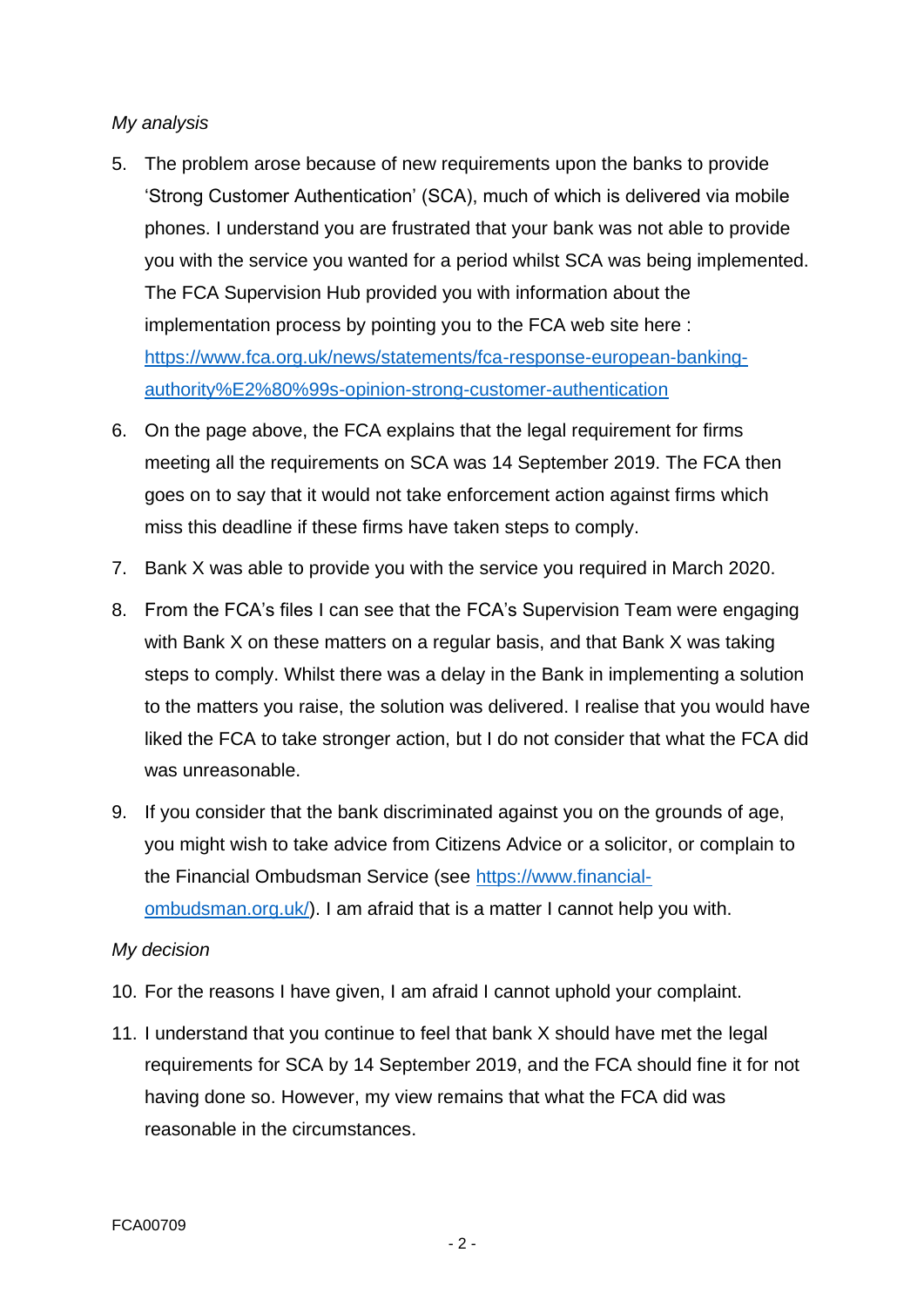*My analysis*

5. The problem arose because of new requirements upon the banks to provide 'Strong Customer Authentication' (SCA), much of which is delivered via mobile phones. I understand you are frustrated that your bank was not able to provide you with the service you wanted for a period whilst SCA was being implemented. The FCA Supervision Hub provided you with information about the implementation process by pointing you to the FCA web site here : https://www.fca.org.uk/news/statements/fca-response-european-banking-authority%E2%80%99s-opinion-strong-customer-authentication

6. On the page above, the FCA explains that the legal requirement for firms meeting all the requirements on SCA was 14 September 2019. The FCA then goes on to say that it would not take enforcement action against firms which miss this deadline if these firms have taken steps to comply.

7. Bank X was able to provide you with the service you required in March 2020.

8. From the FCA's files I can see that the FCA's Supervision Team were engaging with Bank X on these matters on a regular basis, and that Bank X was taking steps to comply. Whilst there was a delay in the Bank in implementing a solution to the matters you raise, the solution was delivered. I realise that you would have liked the FCA to take stronger action, but I do not consider that what the FCA did was unreasonable.

9. If you consider that the bank discriminated against you on the grounds of age, you might wish to take advice from Citizens Advice or a solicitor, or complain to the Financial Ombudsman Service (see https://www.financial-ombudsman.org.uk/). I am afraid that is a matter I cannot help you with.

*My decision*

10. For the reasons I have given, I am afraid I cannot uphold your complaint.

11. I understand that you continue to feel that bank X should have met the legal requirements for SCA by 14 September 2019, and the FCA should fine it for not having done so. However, my view remains that what the FCA did was reasonable in the circumstances.

FCA00709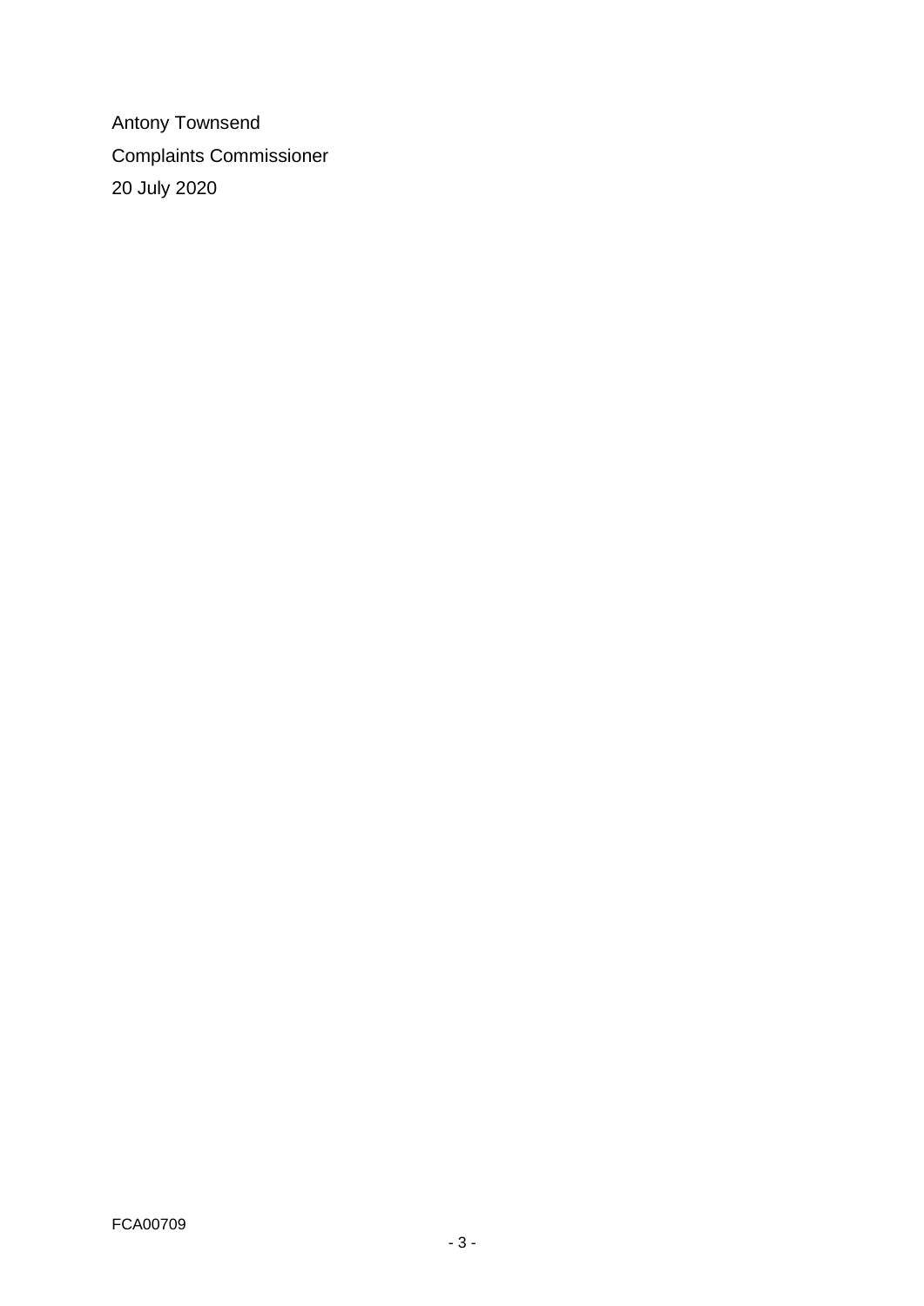Antony Townsend

Complaints Commissioner

20 July 2020

FCA00709